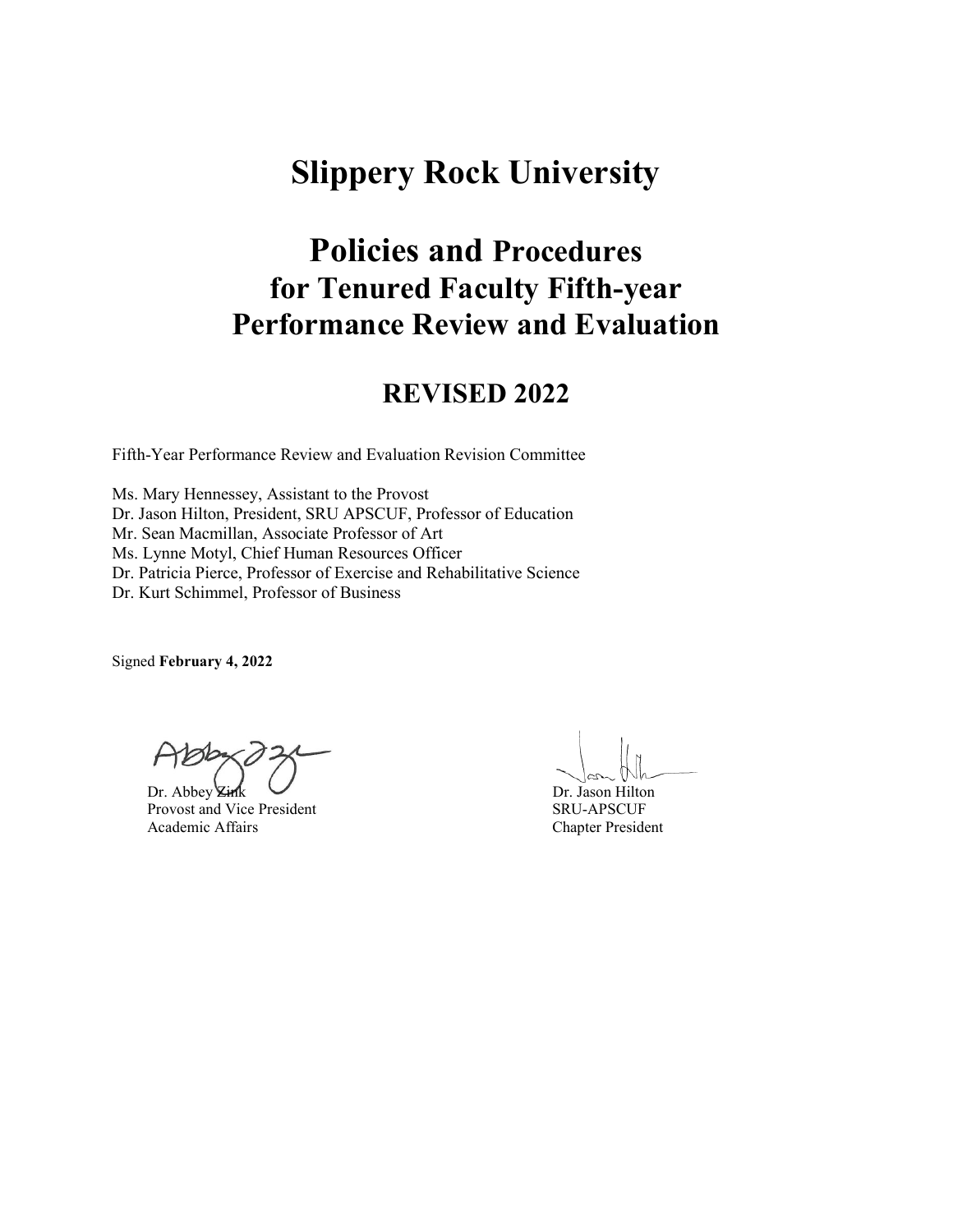# Slippery Rock University

# Policies and Procedures for Tenured Faculty Fifth-year Performance Review and Evaluation

## REVISED 2022

Fifth-Year Performance Review and Evaluation Revision Committee

Ms. Mary Hennessey, Assistant to the Provost
Dr. Jason Hilton, President, SRU APSCUF, Professor of Education
Mr. Sean Macmillan, Associate Professor of Art
Ms. Lynne Motyl, Chief Human Resources Officer
Dr. Patricia Pierce, Professor of Exercise and Rehabilitative Science
Dr. Kurt Schimmel, Professor of Business

Signed **February 4, 2022**

Dr. Abbey Zink
Provost and Vice President
Academic Affairs

Dr. Jason Hilton
SRU-APSCUF
Chapter President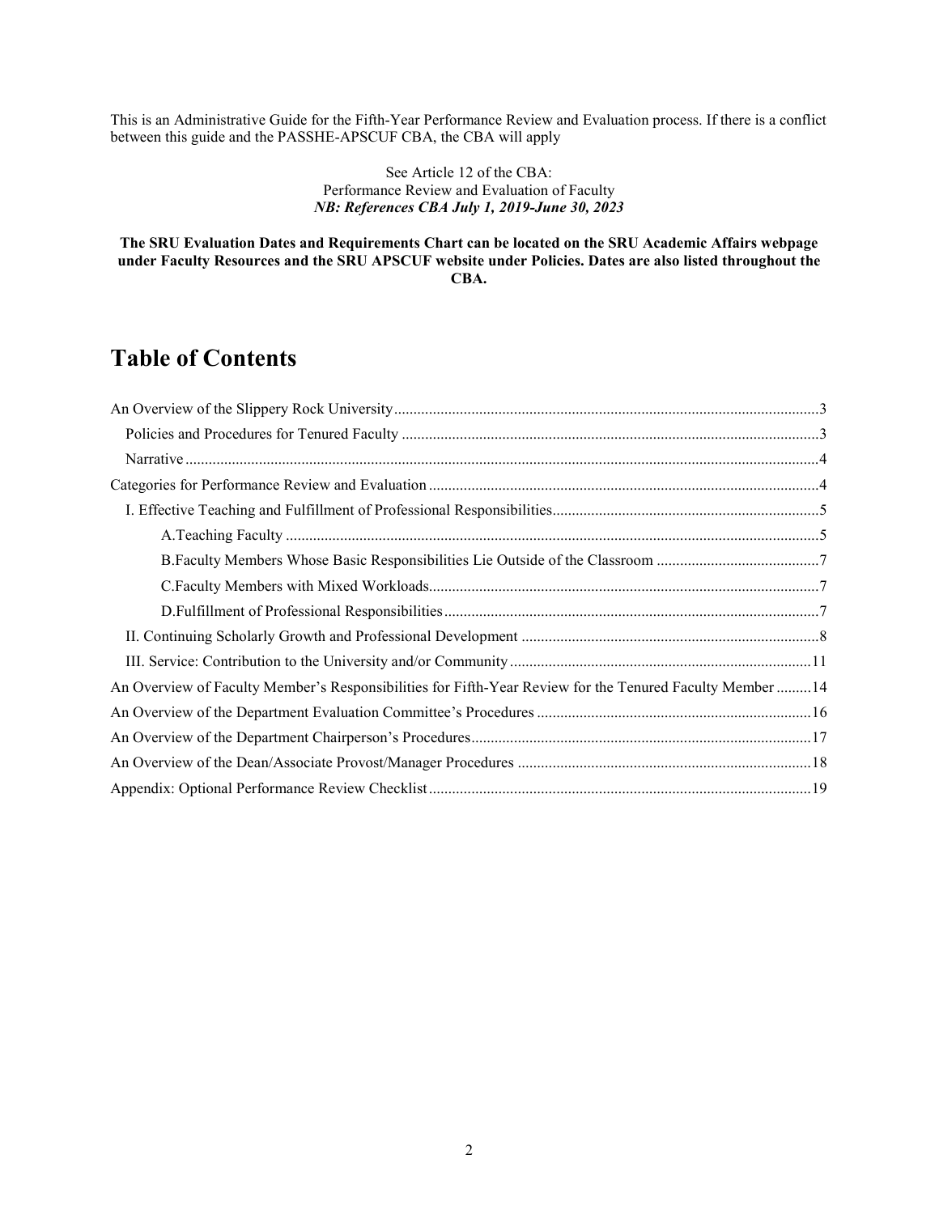This is an Administrative Guide for the Fifth-Year Performance Review and Evaluation process. If there is a conflict between this guide and the PASSHE-APSCUF CBA, the CBA will apply

See Article 12 of the CBA:
Performance Review and Evaluation of Faculty
***NB: References CBA July 1, 2019-June 30, 2023***

**The SRU Evaluation Dates and Requirements Chart can be located on the SRU Academic Affairs webpage under Faculty Resources and the SRU APSCUF website under Policies. Dates are also listed throughout the CBA.**

# Table of Contents

- An Overview of the Slippery Rock University ..... 3
  - Policies and Procedures for Tenured Faculty ..... 3
  - Narrative ..... 4
- Categories for Performance Review and Evaluation ..... 4
  - I. Effective Teaching and Fulfillment of Professional Responsibilities ..... 5
    - A.Teaching Faculty ..... 5
    - B.Faculty Members Whose Basic Responsibilities Lie Outside of the Classroom ..... 7
    - C.Faculty Members with Mixed Workloads ..... 7
    - D.Fulfillment of Professional Responsibilities ..... 7
  - II. Continuing Scholarly Growth and Professional Development ..... 8
  - III. Service: Contribution to the University and/or Community ..... 11
- An Overview of Faculty Member's Responsibilities for Fifth-Year Review for the Tenured Faculty Member ..... 14
- An Overview of the Department Evaluation Committee's Procedures ..... 16
- An Overview of the Department Chairperson's Procedures ..... 17
- An Overview of the Dean/Associate Provost/Manager Procedures ..... 18
- Appendix: Optional Performance Review Checklist ..... 19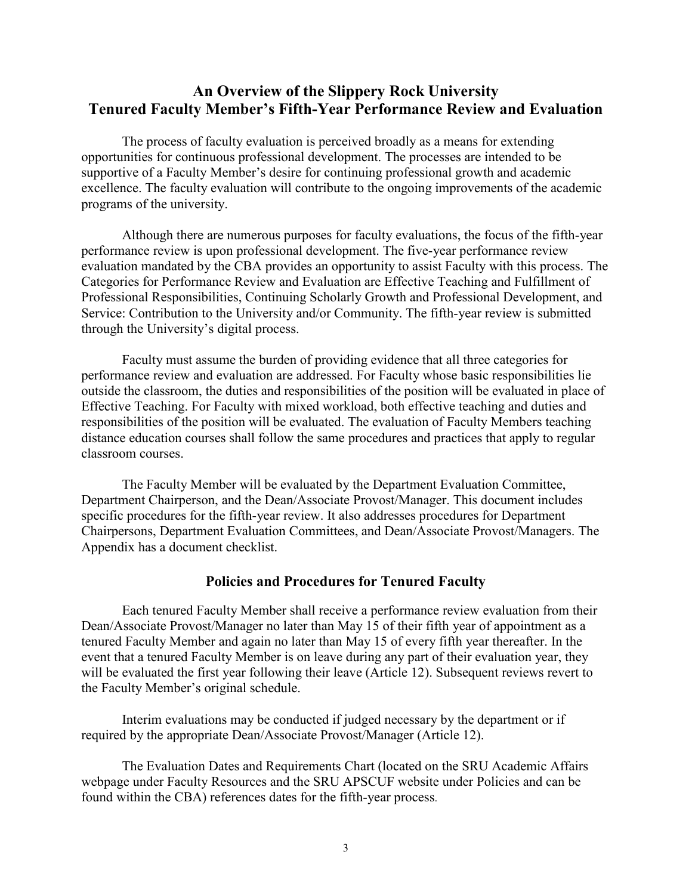## An Overview of the Slippery Rock University
## Tenured Faculty Member's Fifth-Year Performance Review and Evaluation

The process of faculty evaluation is perceived broadly as a means for extending opportunities for continuous professional development. The processes are intended to be supportive of a Faculty Member's desire for continuing professional growth and academic excellence. The faculty evaluation will contribute to the ongoing improvements of the academic programs of the university.

Although there are numerous purposes for faculty evaluations, the focus of the fifth-year performance review is upon professional development. The five-year performance review evaluation mandated by the CBA provides an opportunity to assist Faculty with this process. The Categories for Performance Review and Evaluation are Effective Teaching and Fulfillment of Professional Responsibilities, Continuing Scholarly Growth and Professional Development, and Service: Contribution to the University and/or Community. The fifth-year review is submitted through the University's digital process.

Faculty must assume the burden of providing evidence that all three categories for performance review and evaluation are addressed. For Faculty whose basic responsibilities lie outside the classroom, the duties and responsibilities of the position will be evaluated in place of Effective Teaching. For Faculty with mixed workload, both effective teaching and duties and responsibilities of the position will be evaluated. The evaluation of Faculty Members teaching distance education courses shall follow the same procedures and practices that apply to regular classroom courses.

The Faculty Member will be evaluated by the Department Evaluation Committee, Department Chairperson, and the Dean/Associate Provost/Manager. This document includes specific procedures for the fifth-year review. It also addresses procedures for Department Chairpersons, Department Evaluation Committees, and Dean/Associate Provost/Managers. The Appendix has a document checklist.

### Policies and Procedures for Tenured Faculty

Each tenured Faculty Member shall receive a performance review evaluation from their Dean/Associate Provost/Manager no later than May 15 of their fifth year of appointment as a tenured Faculty Member and again no later than May 15 of every fifth year thereafter. In the event that a tenured Faculty Member is on leave during any part of their evaluation year, they will be evaluated the first year following their leave (Article 12). Subsequent reviews revert to the Faculty Member's original schedule.

Interim evaluations may be conducted if judged necessary by the department or if required by the appropriate Dean/Associate Provost/Manager (Article 12).

The Evaluation Dates and Requirements Chart (located on the SRU Academic Affairs webpage under Faculty Resources and the SRU APSCUF website under Policies and can be found within the CBA) references dates for the fifth-year process.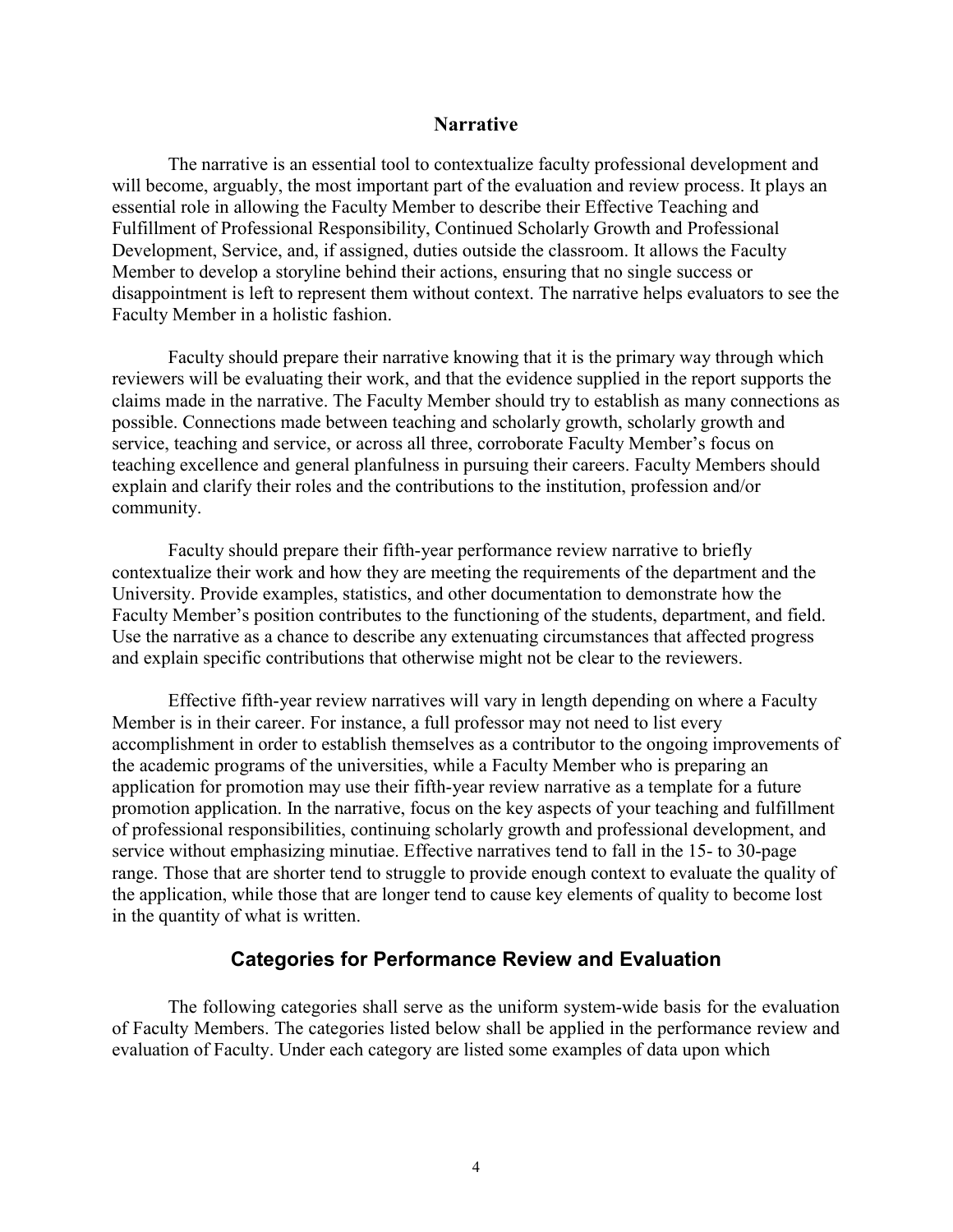## Narrative

The narrative is an essential tool to contextualize faculty professional development and will become, arguably, the most important part of the evaluation and review process. It plays an essential role in allowing the Faculty Member to describe their Effective Teaching and Fulfillment of Professional Responsibility, Continued Scholarly Growth and Professional Development, Service, and, if assigned, duties outside the classroom. It allows the Faculty Member to develop a storyline behind their actions, ensuring that no single success or disappointment is left to represent them without context. The narrative helps evaluators to see the Faculty Member in a holistic fashion.

Faculty should prepare their narrative knowing that it is the primary way through which reviewers will be evaluating their work, and that the evidence supplied in the report supports the claims made in the narrative. The Faculty Member should try to establish as many connections as possible. Connections made between teaching and scholarly growth, scholarly growth and service, teaching and service, or across all three, corroborate Faculty Member's focus on teaching excellence and general planfulness in pursuing their careers. Faculty Members should explain and clarify their roles and the contributions to the institution, profession and/or community.

Faculty should prepare their fifth-year performance review narrative to briefly contextualize their work and how they are meeting the requirements of the department and the University. Provide examples, statistics, and other documentation to demonstrate how the Faculty Member's position contributes to the functioning of the students, department, and field. Use the narrative as a chance to describe any extenuating circumstances that affected progress and explain specific contributions that otherwise might not be clear to the reviewers.

Effective fifth-year review narratives will vary in length depending on where a Faculty Member is in their career. For instance, a full professor may not need to list every accomplishment in order to establish themselves as a contributor to the ongoing improvements of the academic programs of the universities, while a Faculty Member who is preparing an application for promotion may use their fifth-year review narrative as a template for a future promotion application. In the narrative, focus on the key aspects of your teaching and fulfillment of professional responsibilities, continuing scholarly growth and professional development, and service without emphasizing minutiae. Effective narratives tend to fall in the 15- to 30-page range. Those that are shorter tend to struggle to provide enough context to evaluate the quality of the application, while those that are longer tend to cause key elements of quality to become lost in the quantity of what is written.

## Categories for Performance Review and Evaluation

The following categories shall serve as the uniform system-wide basis for the evaluation of Faculty Members. The categories listed below shall be applied in the performance review and evaluation of Faculty. Under each category are listed some examples of data upon which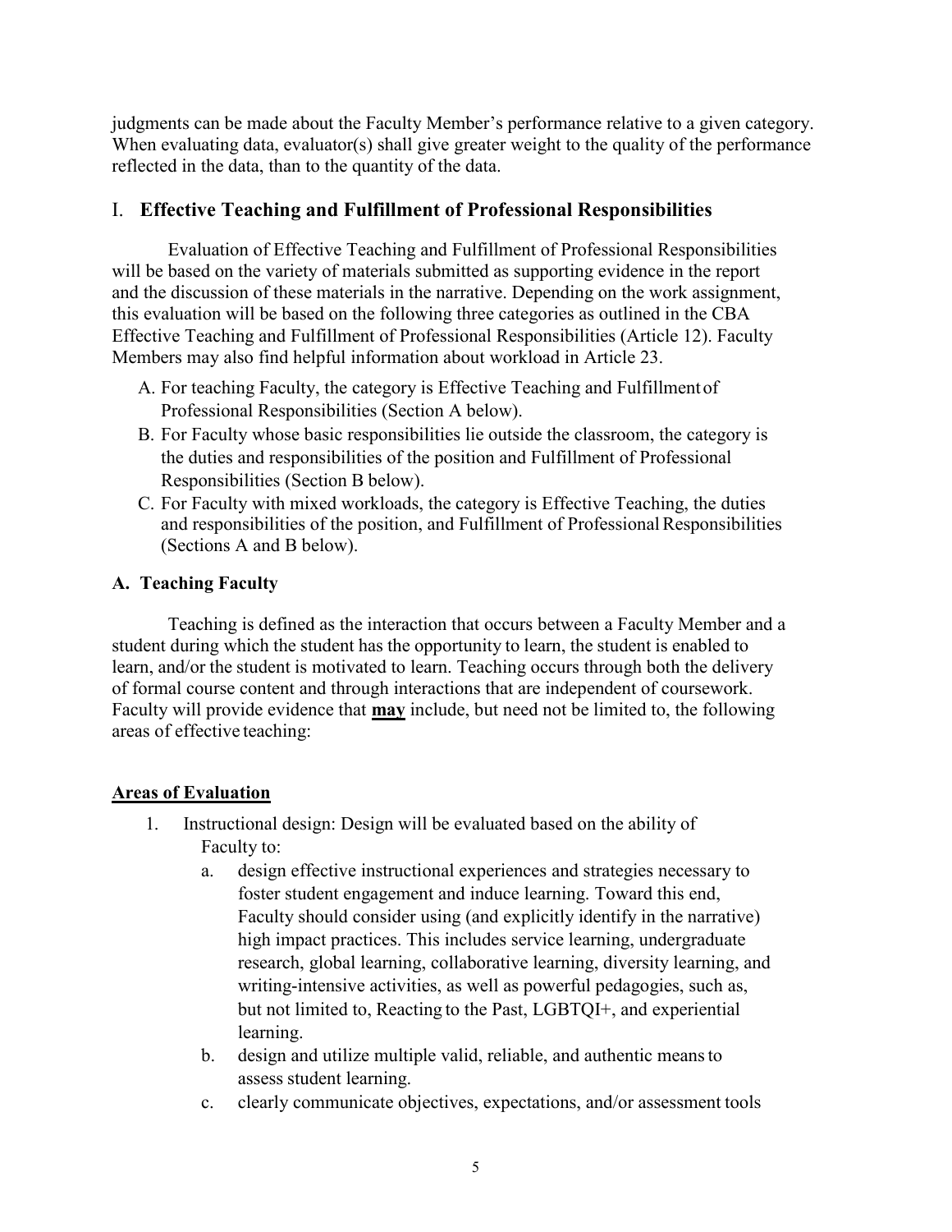judgments can be made about the Faculty Member's performance relative to a given category. When evaluating data, evaluator(s) shall give greater weight to the quality of the performance reflected in the data, than to the quantity of the data.

## I. **Effective Teaching and Fulfillment of Professional Responsibilities**

Evaluation of Effective Teaching and Fulfillment of Professional Responsibilities will be based on the variety of materials submitted as supporting evidence in the report and the discussion of these materials in the narrative. Depending on the work assignment, this evaluation will be based on the following three categories as outlined in the CBA Effective Teaching and Fulfillment of Professional Responsibilities (Article 12). Faculty Members may also find helpful information about workload in Article 23.

A. For teaching Faculty, the category is Effective Teaching and Fulfillment of Professional Responsibilities (Section A below).
B. For Faculty whose basic responsibilities lie outside the classroom, the category is the duties and responsibilities of the position and Fulfillment of Professional Responsibilities (Section B below).
C. For Faculty with mixed workloads, the category is Effective Teaching, the duties and responsibilities of the position, and Fulfillment of Professional Responsibilities (Sections A and B below).

### A. Teaching Faculty

Teaching is defined as the interaction that occurs between a Faculty Member and a student during which the student has the opportunity to learn, the student is enabled to learn, and/or the student is motivated to learn. Teaching occurs through both the delivery of formal course content and through interactions that are independent of coursework. Faculty will provide evidence that **<u>may</u>** include, but need not be limited to, the following areas of effective teaching:

#### <u>Areas of Evaluation</u>

1. Instructional design: Design will be evaluated based on the ability of Faculty to:
   a. design effective instructional experiences and strategies necessary to foster student engagement and induce learning. Toward this end, Faculty should consider using (and explicitly identify in the narrative) high impact practices. This includes service learning, undergraduate research, global learning, collaborative learning, diversity learning, and writing-intensive activities, as well as powerful pedagogies, such as, but not limited to, Reacting to the Past, LGBTQI+, and experiential learning.
   b. design and utilize multiple valid, reliable, and authentic means to assess student learning.
   c. clearly communicate objectives, expectations, and/or assessment tools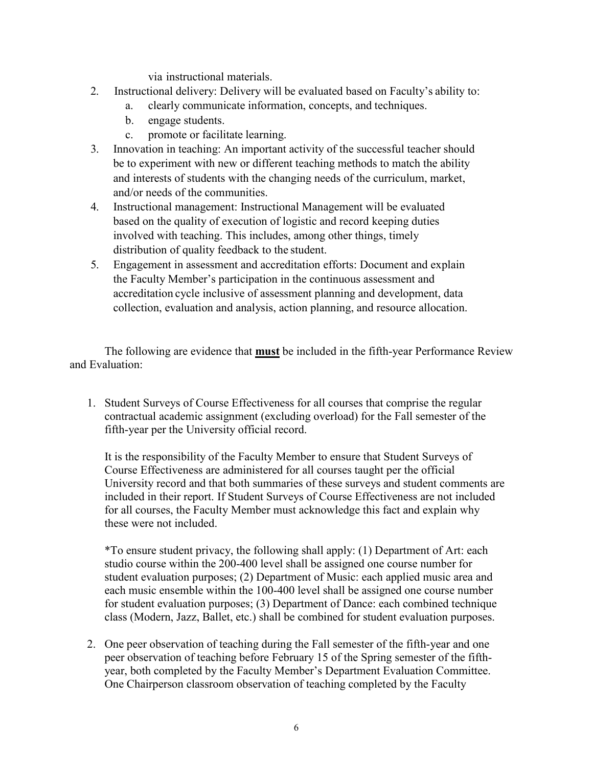via instructional materials.

2. Instructional delivery: Delivery will be evaluated based on Faculty's ability to:
   a. clearly communicate information, concepts, and techniques.
   b. engage students.
   c. promote or facilitate learning.
3. Innovation in teaching: An important activity of the successful teacher should be to experiment with new or different teaching methods to match the ability and interests of students with the changing needs of the curriculum, market, and/or needs of the communities.
4. Instructional management: Instructional Management will be evaluated based on the quality of execution of logistic and record keeping duties involved with teaching. This includes, among other things, timely distribution of quality feedback to the student.
5. Engagement in assessment and accreditation efforts: Document and explain the Faculty Member's participation in the continuous assessment and accreditation cycle inclusive of assessment planning and development, data collection, evaluation and analysis, action planning, and resource allocation.

The following are evidence that **must** be included in the fifth-year Performance Review and Evaluation:

1. Student Surveys of Course Effectiveness for all courses that comprise the regular contractual academic assignment (excluding overload) for the Fall semester of the fifth-year per the University official record.

   It is the responsibility of the Faculty Member to ensure that Student Surveys of Course Effectiveness are administered for all courses taught per the official University record and that both summaries of these surveys and student comments are included in their report. If Student Surveys of Course Effectiveness are not included for all courses, the Faculty Member must acknowledge this fact and explain why these were not included.

   *To ensure student privacy, the following shall apply: (1) Department of Art: each studio course within the 200-400 level shall be assigned one course number for student evaluation purposes; (2) Department of Music: each applied music area and each music ensemble within the 100-400 level shall be assigned one course number for student evaluation purposes; (3) Department of Dance: each combined technique class (Modern, Jazz, Ballet, etc.) shall be combined for student evaluation purposes.

2. One peer observation of teaching during the Fall semester of the fifth-year and one peer observation of teaching before February 15 of the Spring semester of the fifth-year, both completed by the Faculty Member's Department Evaluation Committee. One Chairperson classroom observation of teaching completed by the Faculty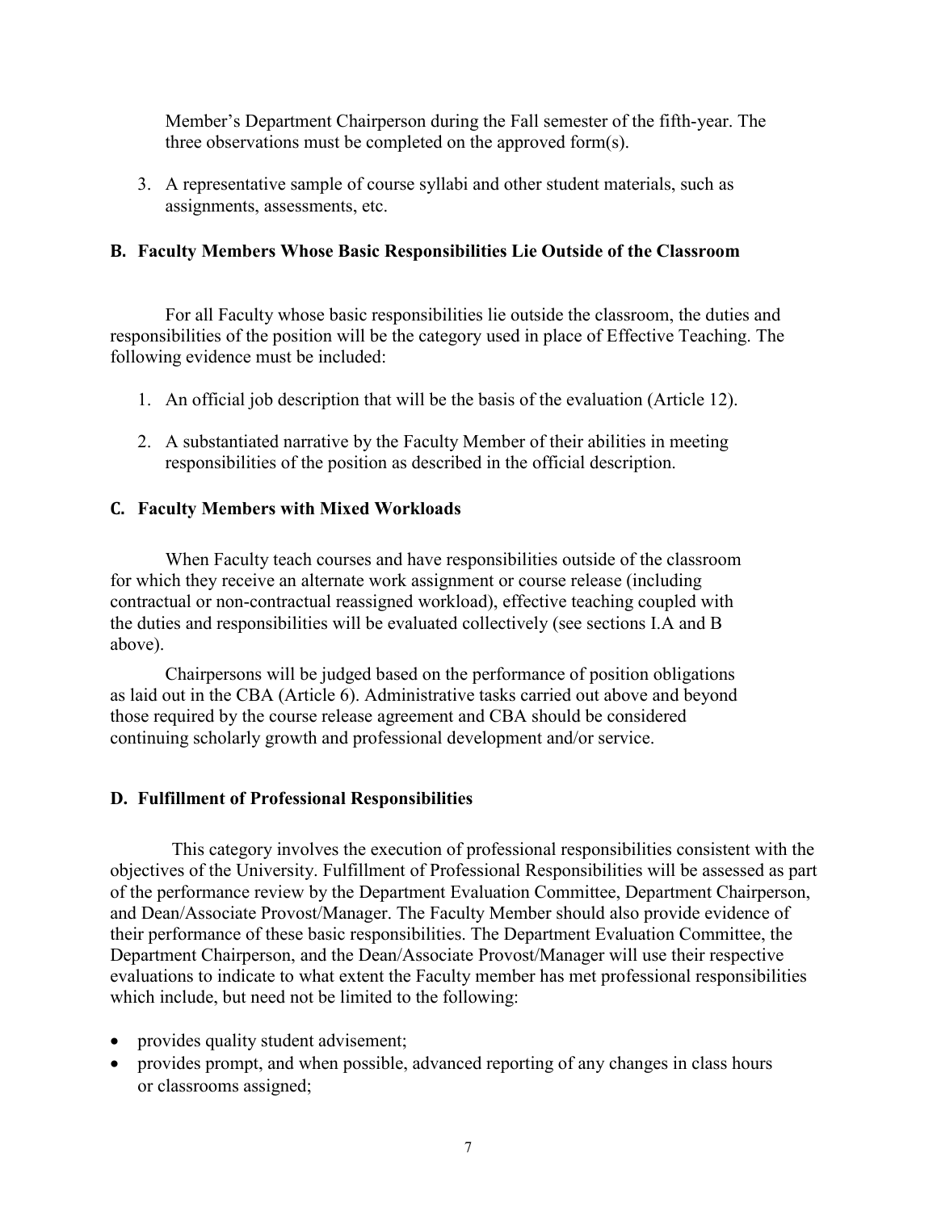Member's Department Chairperson during the Fall semester of the fifth-year. The three observations must be completed on the approved form(s).

3. A representative sample of course syllabi and other student materials, such as assignments, assessments, etc.

### B. Faculty Members Whose Basic Responsibilities Lie Outside of the Classroom

For all Faculty whose basic responsibilities lie outside the classroom, the duties and responsibilities of the position will be the category used in place of Effective Teaching. The following evidence must be included:

1. An official job description that will be the basis of the evaluation (Article 12).

2. A substantiated narrative by the Faculty Member of their abilities in meeting responsibilities of the position as described in the official description.

### C. Faculty Members with Mixed Workloads

When Faculty teach courses and have responsibilities outside of the classroom for which they receive an alternate work assignment or course release (including contractual or non-contractual reassigned workload), effective teaching coupled with the duties and responsibilities will be evaluated collectively (see sections I.A and B above).

Chairpersons will be judged based on the performance of position obligations as laid out in the CBA (Article 6). Administrative tasks carried out above and beyond those required by the course release agreement and CBA should be considered continuing scholarly growth and professional development and/or service.

### D. Fulfillment of Professional Responsibilities

This category involves the execution of professional responsibilities consistent with the objectives of the University. Fulfillment of Professional Responsibilities will be assessed as part of the performance review by the Department Evaluation Committee, Department Chairperson, and Dean/Associate Provost/Manager. The Faculty Member should also provide evidence of their performance of these basic responsibilities. The Department Evaluation Committee, the Department Chairperson, and the Dean/Associate Provost/Manager will use their respective evaluations to indicate to what extent the Faculty member has met professional responsibilities which include, but need not be limited to the following:

- provides quality student advisement;
- provides prompt, and when possible, advanced reporting of any changes in class hours or classrooms assigned;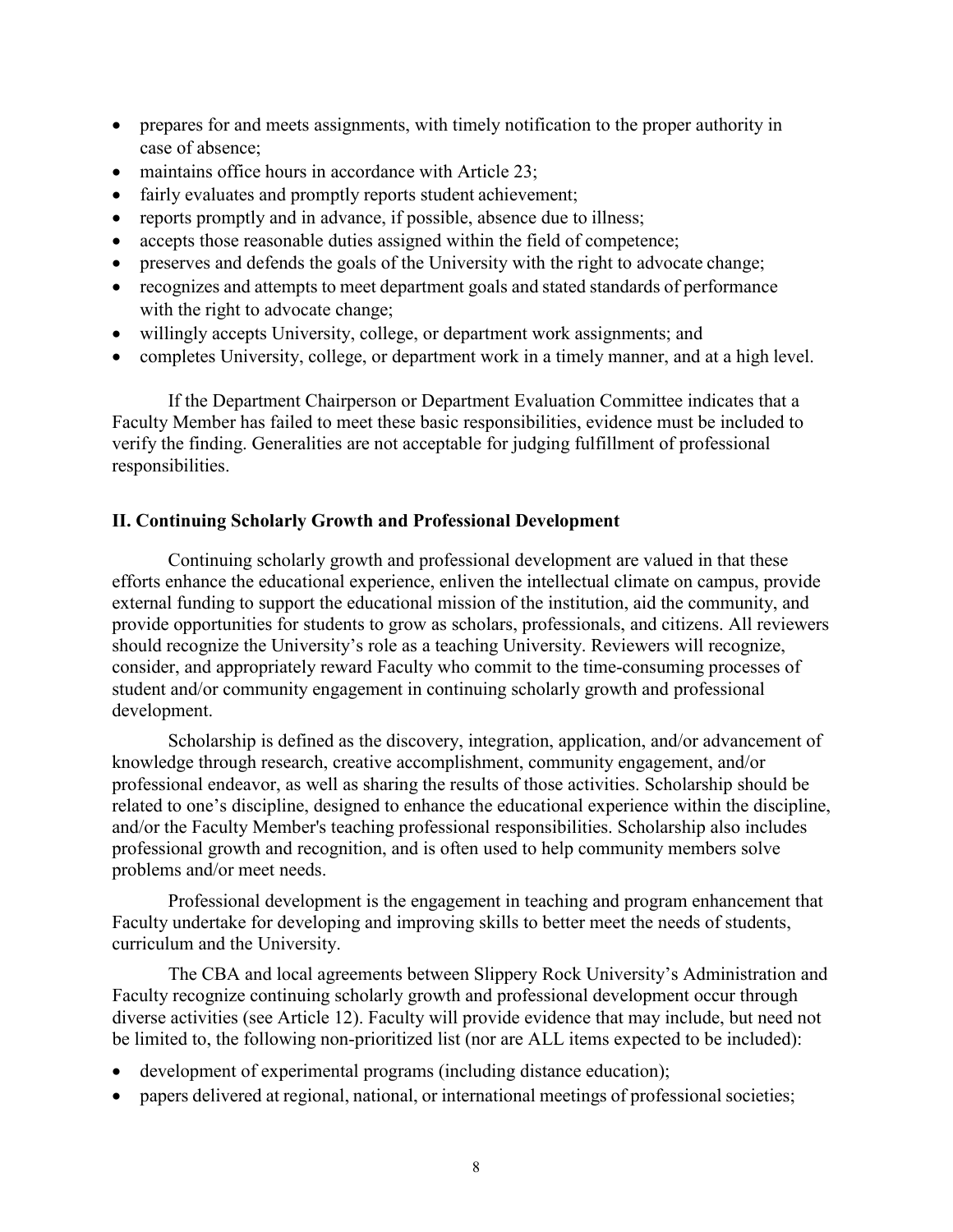- prepares for and meets assignments, with timely notification to the proper authority in case of absence;
- maintains office hours in accordance with Article 23;
- fairly evaluates and promptly reports student achievement;
- reports promptly and in advance, if possible, absence due to illness;
- accepts those reasonable duties assigned within the field of competence;
- preserves and defends the goals of the University with the right to advocate change;
- recognizes and attempts to meet department goals and stated standards of performance with the right to advocate change;
- willingly accepts University, college, or department work assignments; and
- completes University, college, or department work in a timely manner, and at a high level.

If the Department Chairperson or Department Evaluation Committee indicates that a Faculty Member has failed to meet these basic responsibilities, evidence must be included to verify the finding. Generalities are not acceptable for judging fulfillment of professional responsibilities.

## II. Continuing Scholarly Growth and Professional Development

Continuing scholarly growth and professional development are valued in that these efforts enhance the educational experience, enliven the intellectual climate on campus, provide external funding to support the educational mission of the institution, aid the community, and provide opportunities for students to grow as scholars, professionals, and citizens. All reviewers should recognize the University's role as a teaching University. Reviewers will recognize, consider, and appropriately reward Faculty who commit to the time-consuming processes of student and/or community engagement in continuing scholarly growth and professional development.

Scholarship is defined as the discovery, integration, application, and/or advancement of knowledge through research, creative accomplishment, community engagement, and/or professional endeavor, as well as sharing the results of those activities. Scholarship should be related to one's discipline, designed to enhance the educational experience within the discipline, and/or the Faculty Member's teaching professional responsibilities. Scholarship also includes professional growth and recognition, and is often used to help community members solve problems and/or meet needs.

Professional development is the engagement in teaching and program enhancement that Faculty undertake for developing and improving skills to better meet the needs of students, curriculum and the University.

The CBA and local agreements between Slippery Rock University's Administration and Faculty recognize continuing scholarly growth and professional development occur through diverse activities (see Article 12). Faculty will provide evidence that may include, but need not be limited to, the following non-prioritized list (nor are ALL items expected to be included):

- development of experimental programs (including distance education);
- papers delivered at regional, national, or international meetings of professional societies;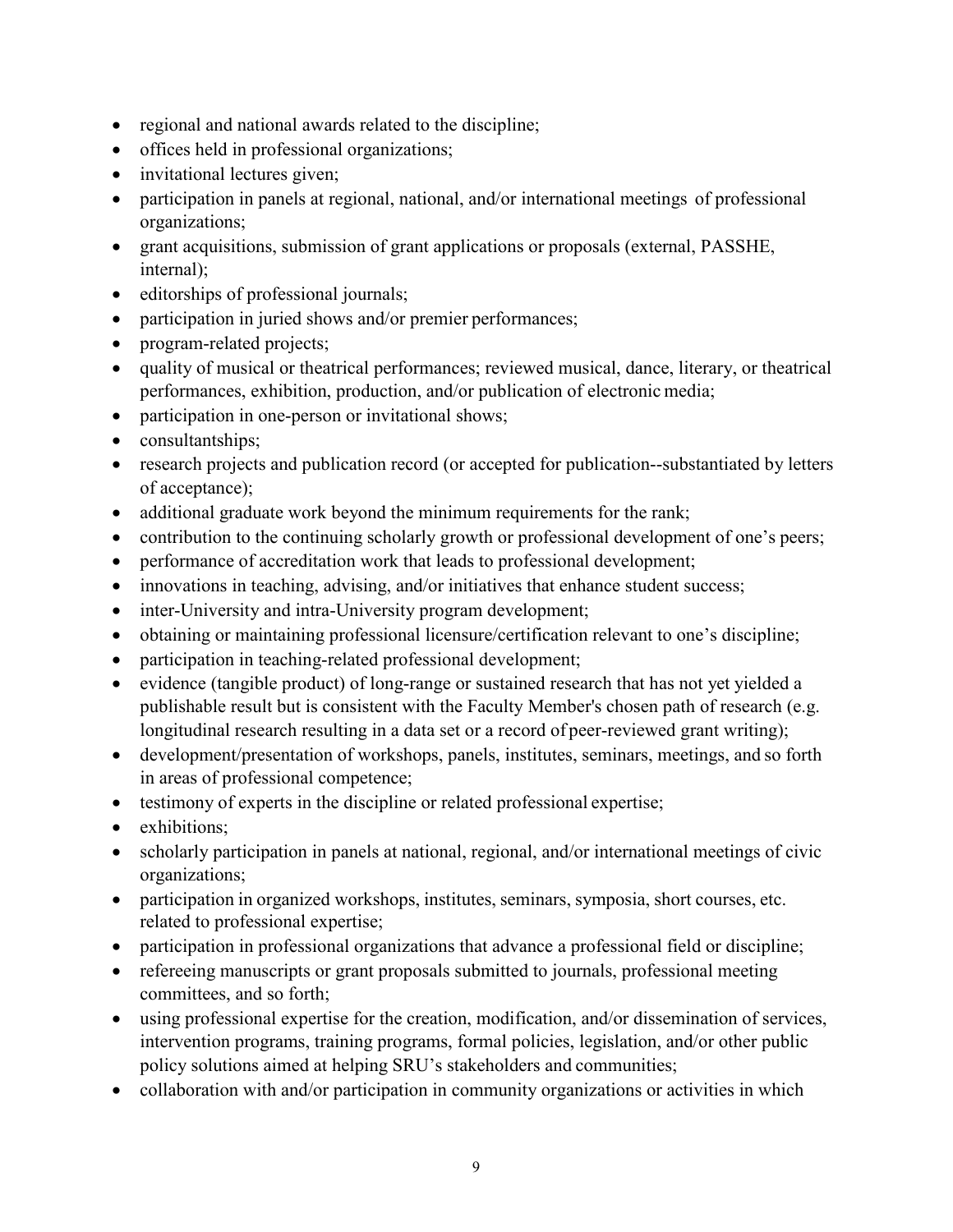- regional and national awards related to the discipline;
- offices held in professional organizations;
- invitational lectures given;
- participation in panels at regional, national, and/or international meetings of professional organizations;
- grant acquisitions, submission of grant applications or proposals (external, PASSHE, internal);
- editorships of professional journals;
- participation in juried shows and/or premier performances;
- program-related projects;
- quality of musical or theatrical performances; reviewed musical, dance, literary, or theatrical performances, exhibition, production, and/or publication of electronic media;
- participation in one-person or invitational shows;
- consultantships;
- research projects and publication record (or accepted for publication--substantiated by letters of acceptance);
- additional graduate work beyond the minimum requirements for the rank;
- contribution to the continuing scholarly growth or professional development of one's peers;
- performance of accreditation work that leads to professional development;
- innovations in teaching, advising, and/or initiatives that enhance student success;
- inter-University and intra-University program development;
- obtaining or maintaining professional licensure/certification relevant to one's discipline;
- participation in teaching-related professional development;
- evidence (tangible product) of long-range or sustained research that has not yet yielded a publishable result but is consistent with the Faculty Member's chosen path of research (e.g. longitudinal research resulting in a data set or a record of peer-reviewed grant writing);
- development/presentation of workshops, panels, institutes, seminars, meetings, and so forth in areas of professional competence;
- testimony of experts in the discipline or related professional expertise;
- exhibitions;
- scholarly participation in panels at national, regional, and/or international meetings of civic organizations;
- participation in organized workshops, institutes, seminars, symposia, short courses, etc. related to professional expertise;
- participation in professional organizations that advance a professional field or discipline;
- refereeing manuscripts or grant proposals submitted to journals, professional meeting committees, and so forth;
- using professional expertise for the creation, modification, and/or dissemination of services, intervention programs, training programs, formal policies, legislation, and/or other public policy solutions aimed at helping SRU's stakeholders and communities;
- collaboration with and/or participation in community organizations or activities in which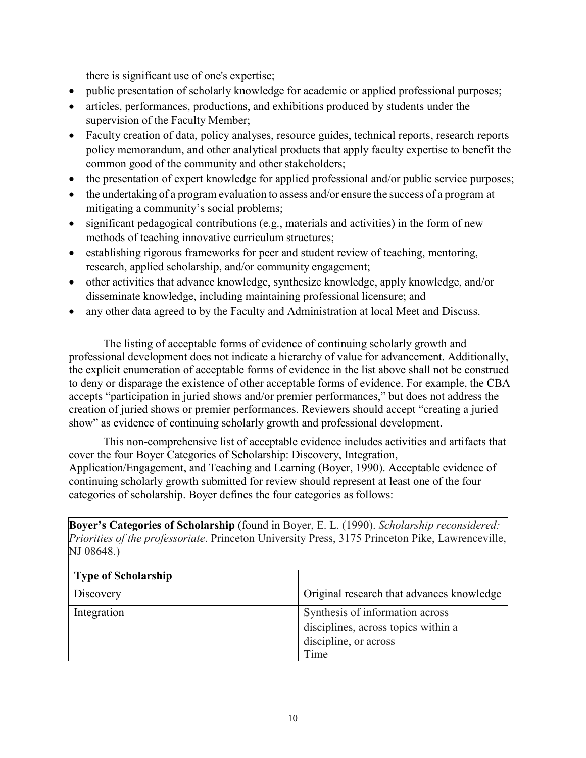there is significant use of one's expertise;

- public presentation of scholarly knowledge for academic or applied professional purposes;
- articles, performances, productions, and exhibitions produced by students under the supervision of the Faculty Member;
- Faculty creation of data, policy analyses, resource guides, technical reports, research reports policy memorandum, and other analytical products that apply faculty expertise to benefit the common good of the community and other stakeholders;
- the presentation of expert knowledge for applied professional and/or public service purposes;
- the undertaking of a program evaluation to assess and/or ensure the success of a program at mitigating a community's social problems;
- significant pedagogical contributions (e.g., materials and activities) in the form of new methods of teaching innovative curriculum structures;
- establishing rigorous frameworks for peer and student review of teaching, mentoring, research, applied scholarship, and/or community engagement;
- other activities that advance knowledge, synthesize knowledge, apply knowledge, and/or disseminate knowledge, including maintaining professional licensure; and
- any other data agreed to by the Faculty and Administration at local Meet and Discuss.

The listing of acceptable forms of evidence of continuing scholarly growth and professional development does not indicate a hierarchy of value for advancement. Additionally, the explicit enumeration of acceptable forms of evidence in the list above shall not be construed to deny or disparage the existence of other acceptable forms of evidence. For example, the CBA accepts "participation in juried shows and/or premier performances," but does not address the creation of juried shows or premier performances. Reviewers should accept "creating a juried show" as evidence of continuing scholarly growth and professional development.

This non-comprehensive list of acceptable evidence includes activities and artifacts that cover the four Boyer Categories of Scholarship: Discovery, Integration, Application/Engagement, and Teaching and Learning (Boyer, 1990). Acceptable evidence of continuing scholarly growth submitted for review should represent at least one of the four categories of scholarship. Boyer defines the four categories as follows:

**Boyer's Categories of Scholarship** (found in Boyer, E. L. (1990). *Scholarship reconsidered: Priorities of the professoriate*. Princeton University Press, 3175 Princeton Pike, Lawrenceville, NJ 08648.)

| **Type of Scholarship** | |
|---|---|
| Discovery | Original research that advances knowledge |
| Integration | Synthesis of information across disciplines, across topics within a discipline, or across Time |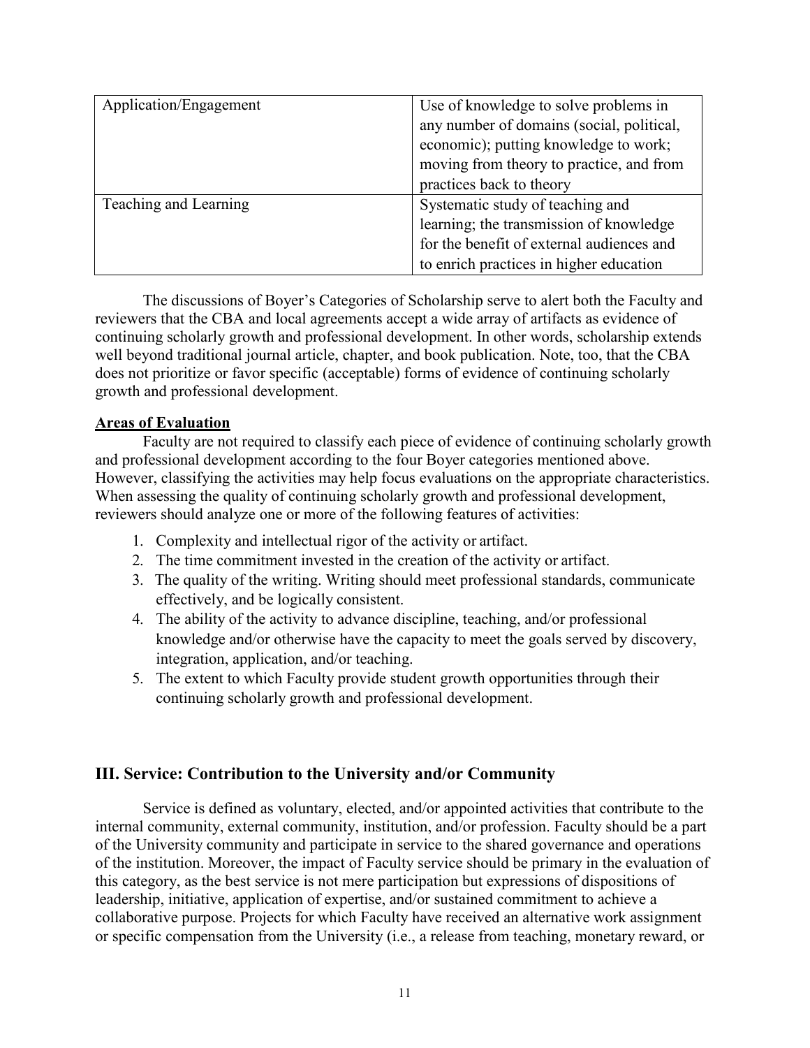| | |
|---|---|
| Application/Engagement | Use of knowledge to solve problems in any number of domains (social, political, economic); putting knowledge to work; moving from theory to practice, and from practices back to theory |
| Teaching and Learning | Systematic study of teaching and learning; the transmission of knowledge for the benefit of external audiences and to enrich practices in higher education |

The discussions of Boyer's Categories of Scholarship serve to alert both the Faculty and reviewers that the CBA and local agreements accept a wide array of artifacts as evidence of continuing scholarly growth and professional development. In other words, scholarship extends well beyond traditional journal article, chapter, and book publication. Note, too, that the CBA does not prioritize or favor specific (acceptable) forms of evidence of continuing scholarly growth and professional development.

**Areas of Evaluation**

Faculty are not required to classify each piece of evidence of continuing scholarly growth and professional development according to the four Boyer categories mentioned above. However, classifying the activities may help focus evaluations on the appropriate characteristics. When assessing the quality of continuing scholarly growth and professional development, reviewers should analyze one or more of the following features of activities:

1. Complexity and intellectual rigor of the activity or artifact.
2. The time commitment invested in the creation of the activity or artifact.
3. The quality of the writing. Writing should meet professional standards, communicate effectively, and be logically consistent.
4. The ability of the activity to advance discipline, teaching, and/or professional knowledge and/or otherwise have the capacity to meet the goals served by discovery, integration, application, and/or teaching.
5. The extent to which Faculty provide student growth opportunities through their continuing scholarly growth and professional development.

## III. Service: Contribution to the University and/or Community

Service is defined as voluntary, elected, and/or appointed activities that contribute to the internal community, external community, institution, and/or profession. Faculty should be a part of the University community and participate in service to the shared governance and operations of the institution. Moreover, the impact of Faculty service should be primary in the evaluation of this category, as the best service is not mere participation but expressions of dispositions of leadership, initiative, application of expertise, and/or sustained commitment to achieve a collaborative purpose. Projects for which Faculty have received an alternative work assignment or specific compensation from the University (i.e., a release from teaching, monetary reward, or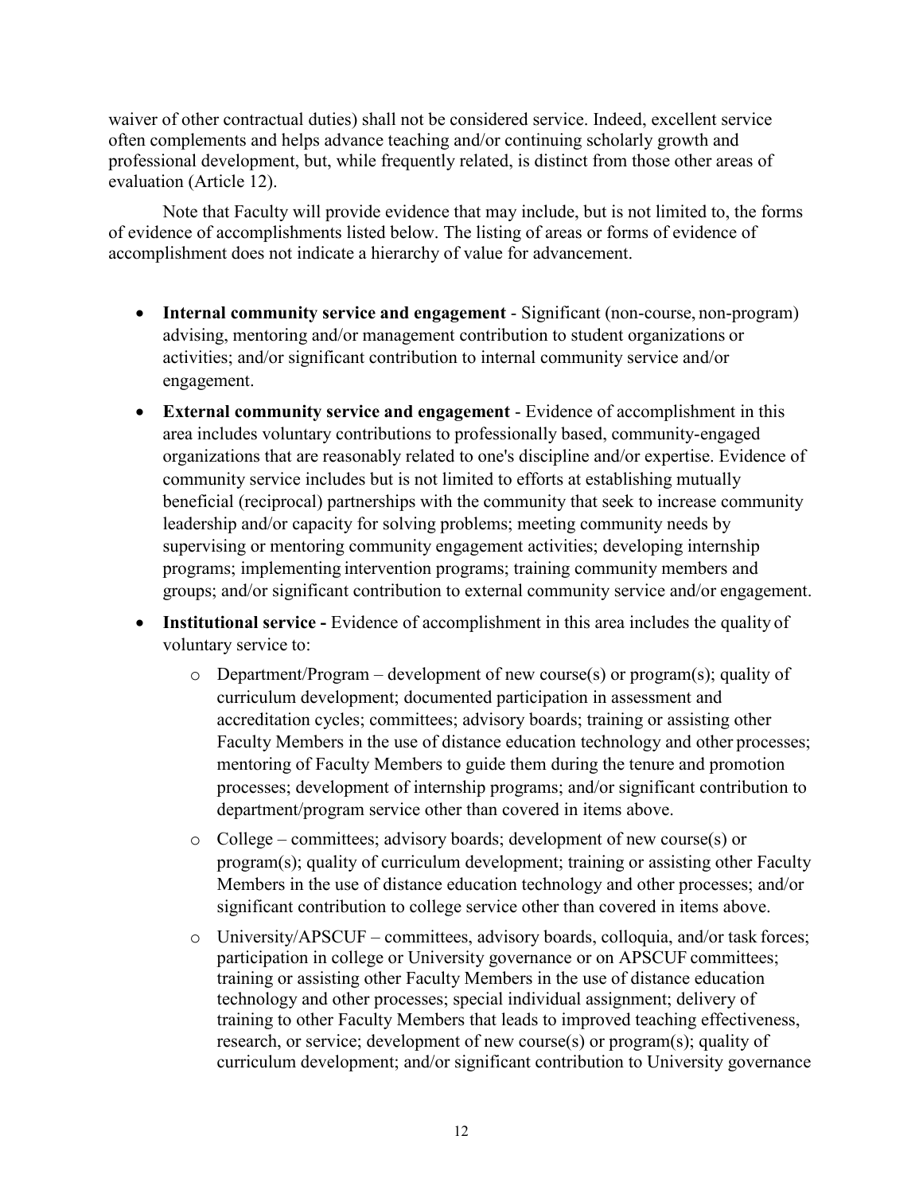waiver of other contractual duties) shall not be considered service. Indeed, excellent service often complements and helps advance teaching and/or continuing scholarly growth and professional development, but, while frequently related, is distinct from those other areas of evaluation (Article 12).

Note that Faculty will provide evidence that may include, but is not limited to, the forms of evidence of accomplishments listed below. The listing of areas or forms of evidence of accomplishment does not indicate a hierarchy of value for advancement.

- **Internal community service and engagement** - Significant (non-course, non-program) advising, mentoring and/or management contribution to student organizations or activities; and/or significant contribution to internal community service and/or engagement.
- **External community service and engagement** - Evidence of accomplishment in this area includes voluntary contributions to professionally based, community-engaged organizations that are reasonably related to one's discipline and/or expertise. Evidence of community service includes but is not limited to efforts at establishing mutually beneficial (reciprocal) partnerships with the community that seek to increase community leadership and/or capacity for solving problems; meeting community needs by supervising or mentoring community engagement activities; developing internship programs; implementing intervention programs; training community members and groups; and/or significant contribution to external community service and/or engagement.
- **Institutional service -** Evidence of accomplishment in this area includes the quality of voluntary service to:
    - Department/Program – development of new course(s) or program(s); quality of curriculum development; documented participation in assessment and accreditation cycles; committees; advisory boards; training or assisting other Faculty Members in the use of distance education technology and other processes; mentoring of Faculty Members to guide them during the tenure and promotion processes; development of internship programs; and/or significant contribution to department/program service other than covered in items above.
    - College – committees; advisory boards; development of new course(s) or program(s); quality of curriculum development; training or assisting other Faculty Members in the use of distance education technology and other processes; and/or significant contribution to college service other than covered in items above.
    - University/APSCUF – committees, advisory boards, colloquia, and/or task forces; participation in college or University governance or on APSCUF committees; training or assisting other Faculty Members in the use of distance education technology and other processes; special individual assignment; delivery of training to other Faculty Members that leads to improved teaching effectiveness, research, or service; development of new course(s) or program(s); quality of curriculum development; and/or significant contribution to University governance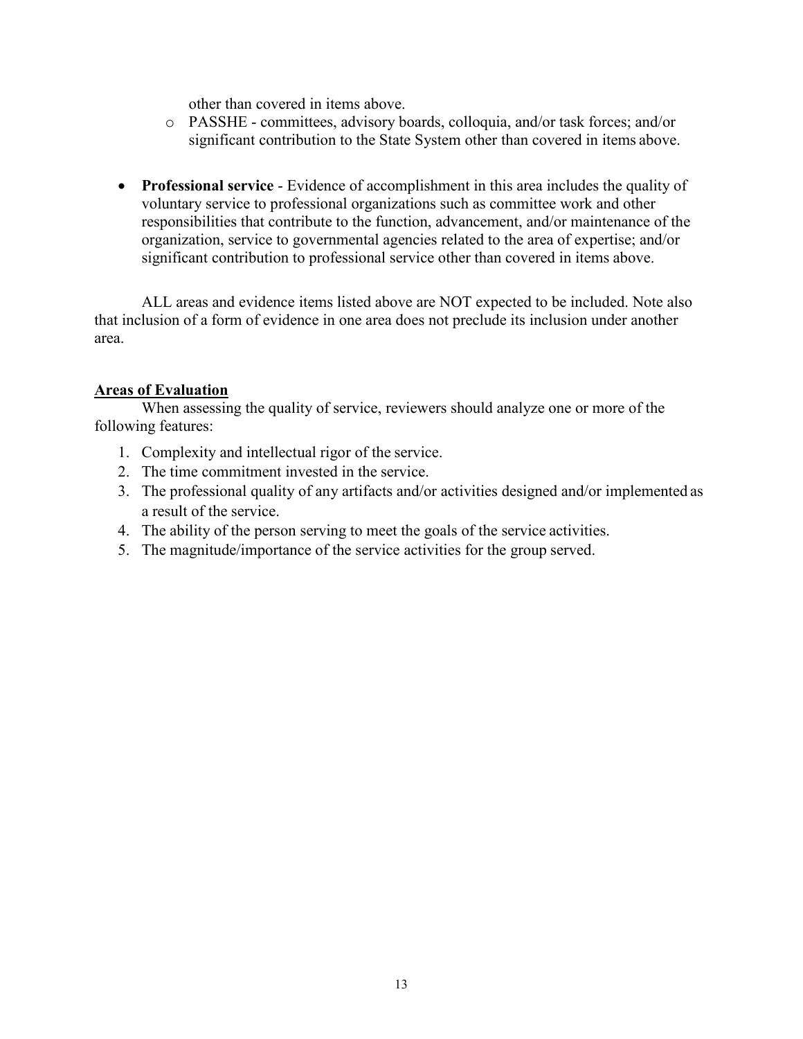other than covered in items above.

  - PASSHE - committees, advisory boards, colloquia, and/or task forces; and/or significant contribution to the State System other than covered in items above.

- **Professional service** - Evidence of accomplishment in this area includes the quality of voluntary service to professional organizations such as committee work and other responsibilities that contribute to the function, advancement, and/or maintenance of the organization, service to governmental agencies related to the area of expertise; and/or significant contribution to professional service other than covered in items above.

ALL areas and evidence items listed above are NOT expected to be included. Note also that inclusion of a form of evidence in one area does not preclude its inclusion under another area.

**Areas of Evaluation**

When assessing the quality of service, reviewers should analyze one or more of the following features:

1. Complexity and intellectual rigor of the service.
2. The time commitment invested in the service.
3. The professional quality of any artifacts and/or activities designed and/or implemented as a result of the service.
4. The ability of the person serving to meet the goals of the service activities.
5. The magnitude/importance of the service activities for the group served.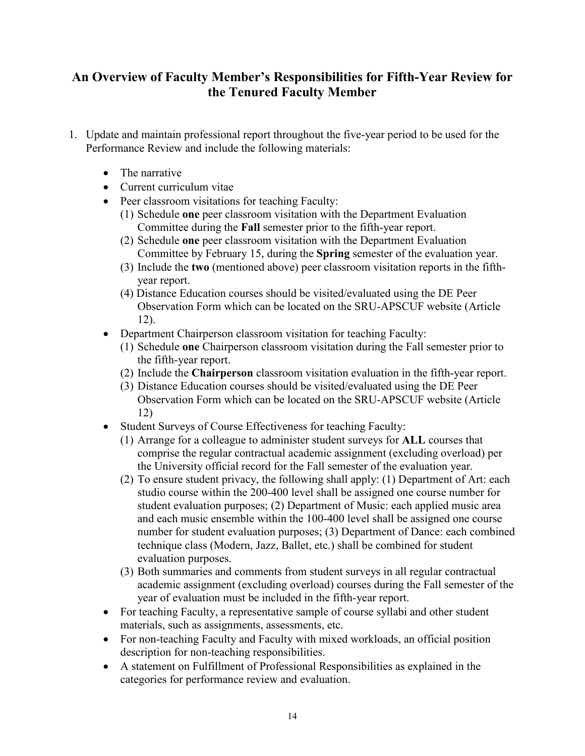## An Overview of Faculty Member's Responsibilities for Fifth-Year Review for the Tenured Faculty Member

1. Update and maintain professional report throughout the five-year period to be used for the Performance Review and include the following materials:

   - The narrative
   - Current curriculum vitae
   - Peer classroom visitations for teaching Faculty:
     (1) Schedule **one** peer classroom visitation with the Department Evaluation Committee during the **Fall** semester prior to the fifth-year report.
     (2) Schedule **one** peer classroom visitation with the Department Evaluation Committee by February 15, during the **Spring** semester of the evaluation year.
     (3) Include the **two** (mentioned above) peer classroom visitation reports in the fifth-year report.
     (4) Distance Education courses should be visited/evaluated using the DE Peer Observation Form which can be located on the SRU-APSCUF website (Article 12).
   - Department Chairperson classroom visitation for teaching Faculty:
     (1) Schedule **one** Chairperson classroom visitation during the Fall semester prior to the fifth-year report.
     (2) Include the **Chairperson** classroom visitation evaluation in the fifth-year report.
     (3) Distance Education courses should be visited/evaluated using the DE Peer Observation Form which can be located on the SRU-APSCUF website (Article 12)
   - Student Surveys of Course Effectiveness for teaching Faculty:
     (1) Arrange for a colleague to administer student surveys for **ALL** courses that comprise the regular contractual academic assignment (excluding overload) per the University official record for the Fall semester of the evaluation year.
     (2) To ensure student privacy, the following shall apply: (1) Department of Art: each studio course within the 200-400 level shall be assigned one course number for student evaluation purposes; (2) Department of Music: each applied music area and each music ensemble within the 100-400 level shall be assigned one course number for student evaluation purposes; (3) Department of Dance: each combined technique class (Modern, Jazz, Ballet, etc.) shall be combined for student evaluation purposes.
     (3) Both summaries and comments from student surveys in all regular contractual academic assignment (excluding overload) courses during the Fall semester of the year of evaluation must be included in the fifth-year report.
   - For teaching Faculty, a representative sample of course syllabi and other student materials, such as assignments, assessments, etc.
   - For non-teaching Faculty and Faculty with mixed workloads, an official position description for non-teaching responsibilities.
   - A statement on Fulfillment of Professional Responsibilities as explained in the categories for performance review and evaluation.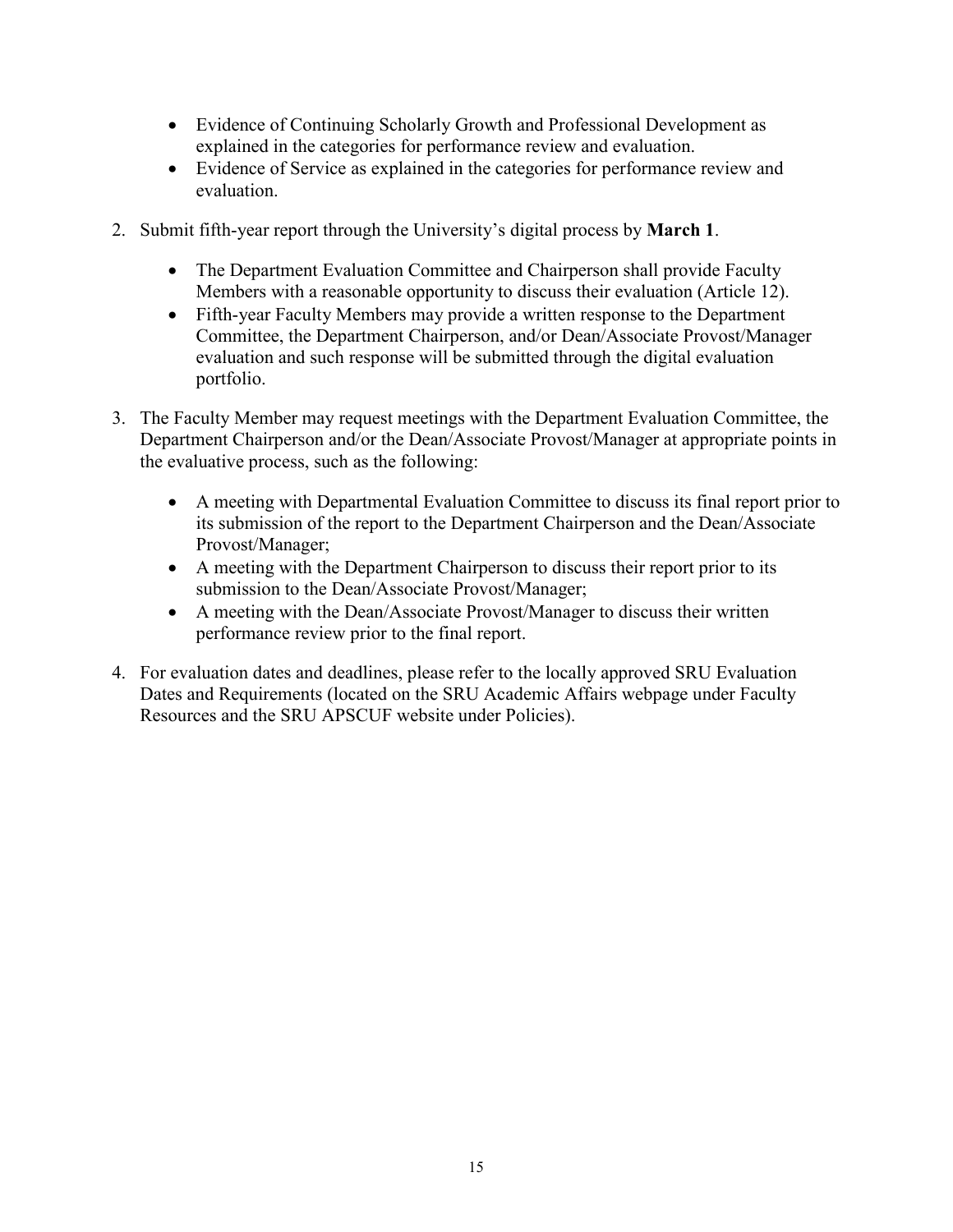- Evidence of Continuing Scholarly Growth and Professional Development as explained in the categories for performance review and evaluation.
- Evidence of Service as explained in the categories for performance review and evaluation.

2. Submit fifth-year report through the University's digital process by **March 1**.

   - The Department Evaluation Committee and Chairperson shall provide Faculty Members with a reasonable opportunity to discuss their evaluation (Article 12).
   - Fifth-year Faculty Members may provide a written response to the Department Committee, the Department Chairperson, and/or Dean/Associate Provost/Manager evaluation and such response will be submitted through the digital evaluation portfolio.

3. The Faculty Member may request meetings with the Department Evaluation Committee, the Department Chairperson and/or the Dean/Associate Provost/Manager at appropriate points in the evaluative process, such as the following:

   - A meeting with Departmental Evaluation Committee to discuss its final report prior to its submission of the report to the Department Chairperson and the Dean/Associate Provost/Manager;
   - A meeting with the Department Chairperson to discuss their report prior to its submission to the Dean/Associate Provost/Manager;
   - A meeting with the Dean/Associate Provost/Manager to discuss their written performance review prior to the final report.

4. For evaluation dates and deadlines, please refer to the locally approved SRU Evaluation Dates and Requirements (located on the SRU Academic Affairs webpage under Faculty Resources and the SRU APSCUF website under Policies).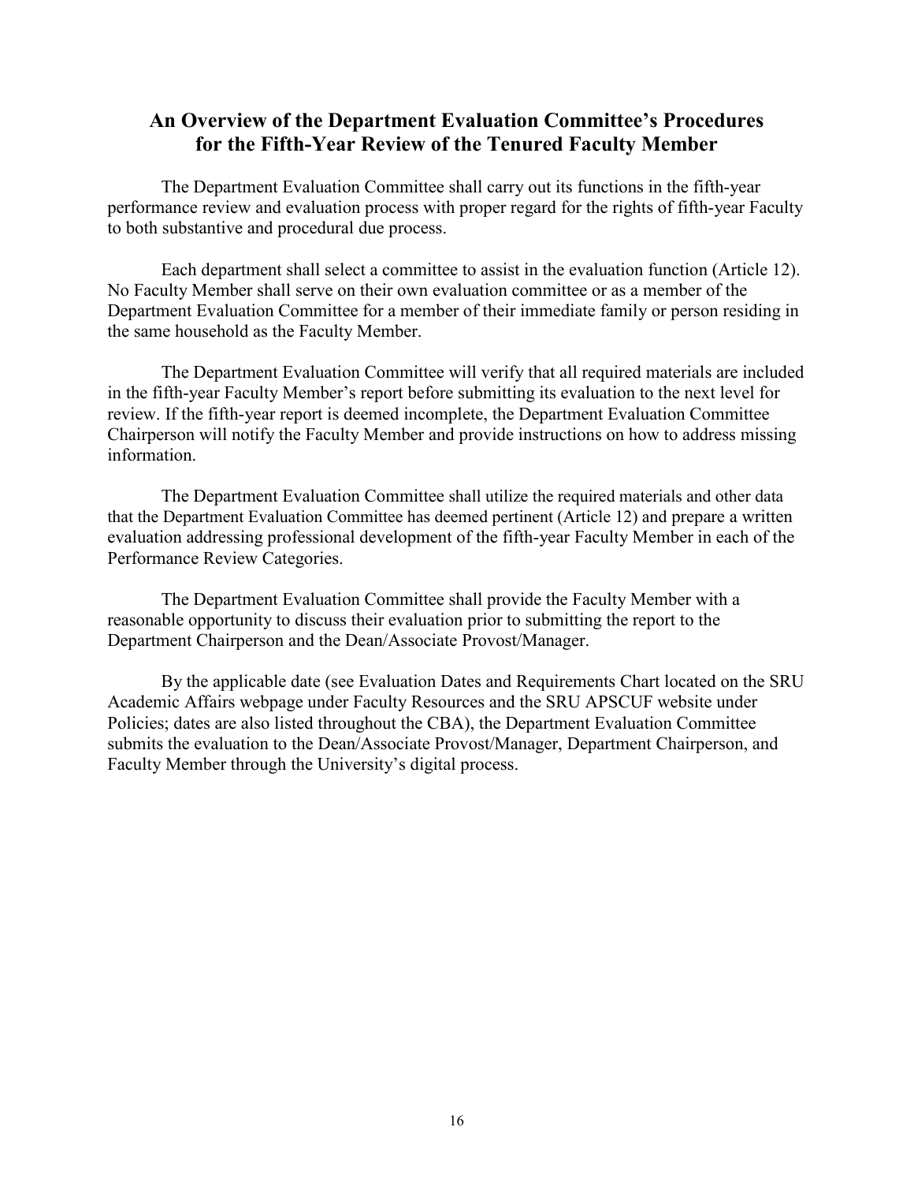## An Overview of the Department Evaluation Committee's Procedures for the Fifth-Year Review of the Tenured Faculty Member

The Department Evaluation Committee shall carry out its functions in the fifth-year performance review and evaluation process with proper regard for the rights of fifth-year Faculty to both substantive and procedural due process.

Each department shall select a committee to assist in the evaluation function (Article 12). No Faculty Member shall serve on their own evaluation committee or as a member of the Department Evaluation Committee for a member of their immediate family or person residing in the same household as the Faculty Member.

The Department Evaluation Committee will verify that all required materials are included in the fifth-year Faculty Member's report before submitting its evaluation to the next level for review. If the fifth-year report is deemed incomplete, the Department Evaluation Committee Chairperson will notify the Faculty Member and provide instructions on how to address missing information.

The Department Evaluation Committee shall utilize the required materials and other data that the Department Evaluation Committee has deemed pertinent (Article 12) and prepare a written evaluation addressing professional development of the fifth-year Faculty Member in each of the Performance Review Categories.

The Department Evaluation Committee shall provide the Faculty Member with a reasonable opportunity to discuss their evaluation prior to submitting the report to the Department Chairperson and the Dean/Associate Provost/Manager.

By the applicable date (see Evaluation Dates and Requirements Chart located on the SRU Academic Affairs webpage under Faculty Resources and the SRU APSCUF website under Policies; dates are also listed throughout the CBA), the Department Evaluation Committee submits the evaluation to the Dean/Associate Provost/Manager, Department Chairperson, and Faculty Member through the University's digital process.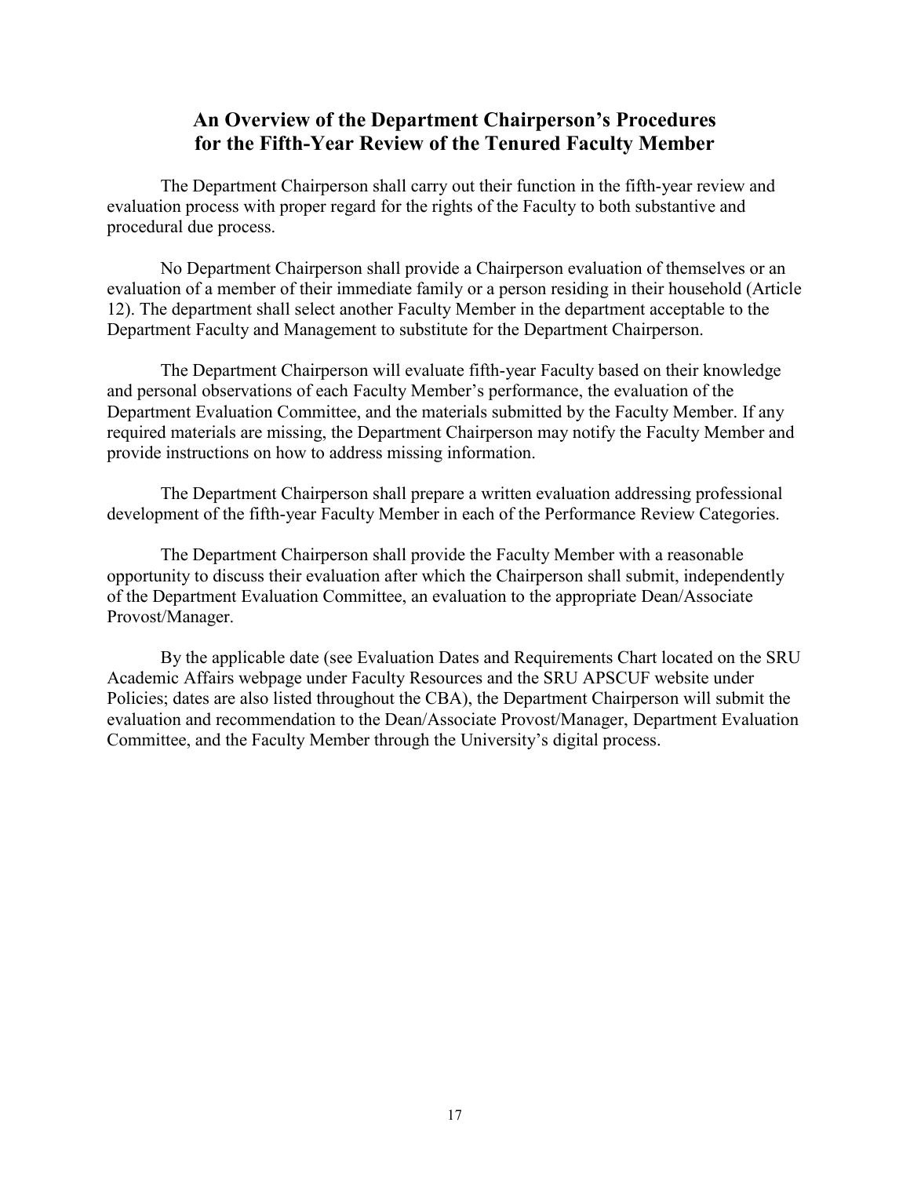## An Overview of the Department Chairperson's Procedures for the Fifth-Year Review of the Tenured Faculty Member

The Department Chairperson shall carry out their function in the fifth-year review and evaluation process with proper regard for the rights of the Faculty to both substantive and procedural due process.

No Department Chairperson shall provide a Chairperson evaluation of themselves or an evaluation of a member of their immediate family or a person residing in their household (Article 12). The department shall select another Faculty Member in the department acceptable to the Department Faculty and Management to substitute for the Department Chairperson.

The Department Chairperson will evaluate fifth-year Faculty based on their knowledge and personal observations of each Faculty Member's performance, the evaluation of the Department Evaluation Committee, and the materials submitted by the Faculty Member. If any required materials are missing, the Department Chairperson may notify the Faculty Member and provide instructions on how to address missing information.

The Department Chairperson shall prepare a written evaluation addressing professional development of the fifth-year Faculty Member in each of the Performance Review Categories.

The Department Chairperson shall provide the Faculty Member with a reasonable opportunity to discuss their evaluation after which the Chairperson shall submit, independently of the Department Evaluation Committee, an evaluation to the appropriate Dean/Associate Provost/Manager.

By the applicable date (see Evaluation Dates and Requirements Chart located on the SRU Academic Affairs webpage under Faculty Resources and the SRU APSCUF website under Policies; dates are also listed throughout the CBA), the Department Chairperson will submit the evaluation and recommendation to the Dean/Associate Provost/Manager, Department Evaluation Committee, and the Faculty Member through the University's digital process.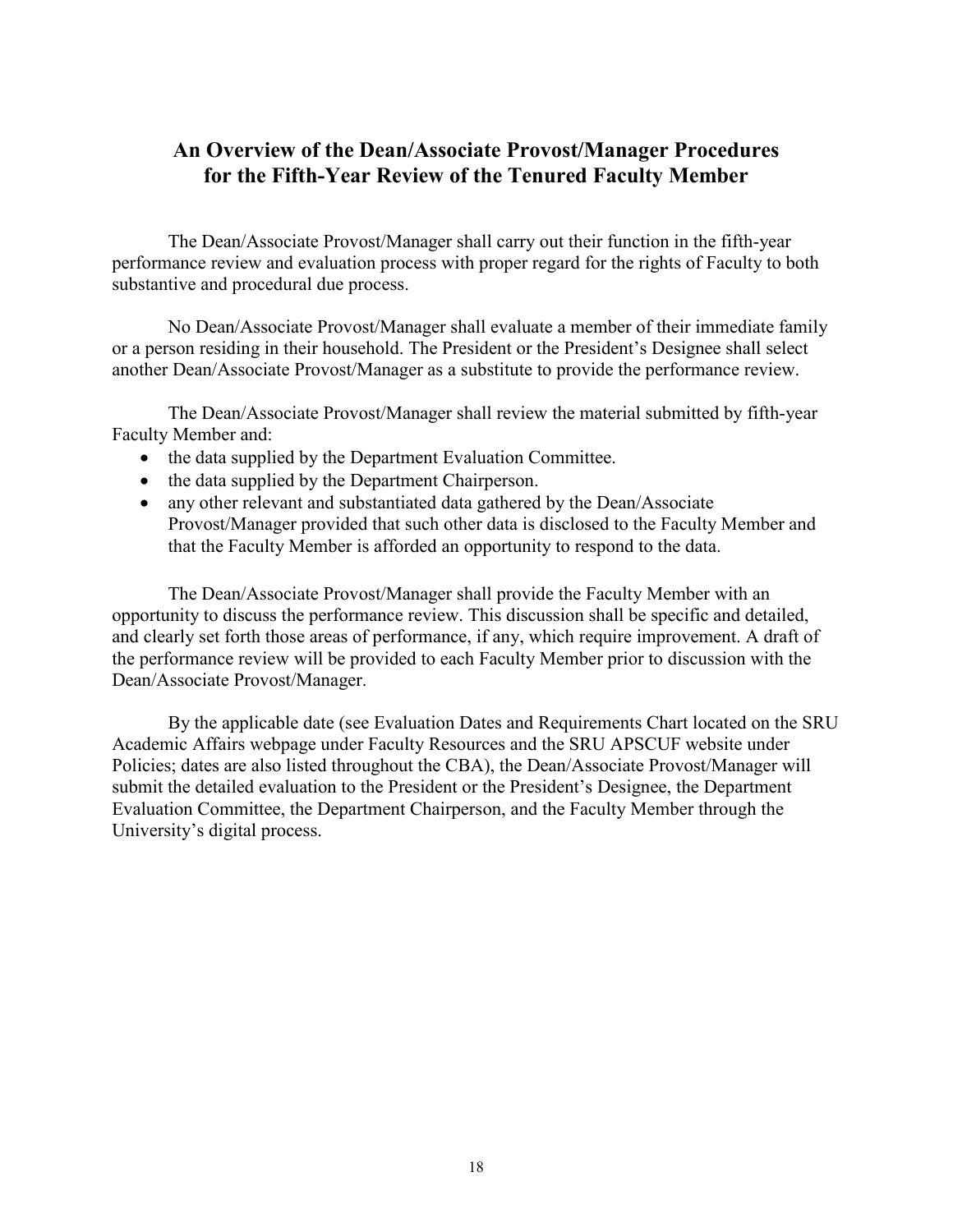## An Overview of the Dean/Associate Provost/Manager Procedures for the Fifth-Year Review of the Tenured Faculty Member

The Dean/Associate Provost/Manager shall carry out their function in the fifth-year performance review and evaluation process with proper regard for the rights of Faculty to both substantive and procedural due process.

No Dean/Associate Provost/Manager shall evaluate a member of their immediate family or a person residing in their household. The President or the President's Designee shall select another Dean/Associate Provost/Manager as a substitute to provide the performance review.

The Dean/Associate Provost/Manager shall review the material submitted by fifth-year Faculty Member and:

- the data supplied by the Department Evaluation Committee.
- the data supplied by the Department Chairperson.
- any other relevant and substantiated data gathered by the Dean/Associate Provost/Manager provided that such other data is disclosed to the Faculty Member and that the Faculty Member is afforded an opportunity to respond to the data.

The Dean/Associate Provost/Manager shall provide the Faculty Member with an opportunity to discuss the performance review. This discussion shall be specific and detailed, and clearly set forth those areas of performance, if any, which require improvement. A draft of the performance review will be provided to each Faculty Member prior to discussion with the Dean/Associate Provost/Manager.

By the applicable date (see Evaluation Dates and Requirements Chart located on the SRU Academic Affairs webpage under Faculty Resources and the SRU APSCUF website under Policies; dates are also listed throughout the CBA), the Dean/Associate Provost/Manager will submit the detailed evaluation to the President or the President's Designee, the Department Evaluation Committee, the Department Chairperson, and the Faculty Member through the University's digital process.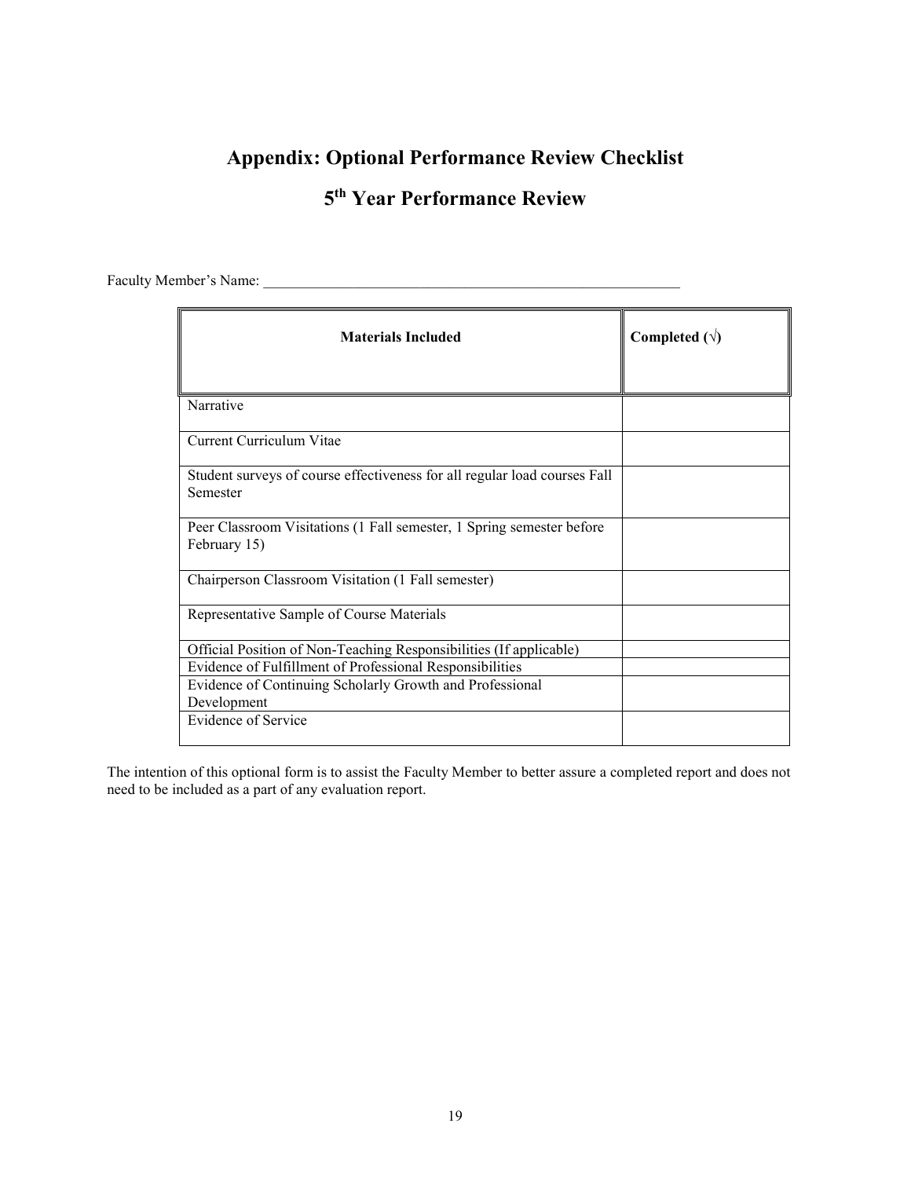# Appendix: Optional Performance Review Checklist

## 5th Year Performance Review

Faculty Member's Name: ___________________________________________________________

| Materials Included | Completed (√) |
|---|---|
| Narrative | |
| Current Curriculum Vitae | |
| Student surveys of course effectiveness for all regular load courses Fall Semester | |
| Peer Classroom Visitations (1 Fall semester, 1 Spring semester before February 15) | |
| Chairperson Classroom Visitation (1 Fall semester) | |
| Representative Sample of Course Materials | |
| Official Position of Non-Teaching Responsibilities (If applicable) | |
| Evidence of Fulfillment of Professional Responsibilities | |
| Evidence of Continuing Scholarly Growth and Professional Development | |
| Evidence of Service | |

The intention of this optional form is to assist the Faculty Member to better assure a completed report and does not need to be included as a part of any evaluation report.